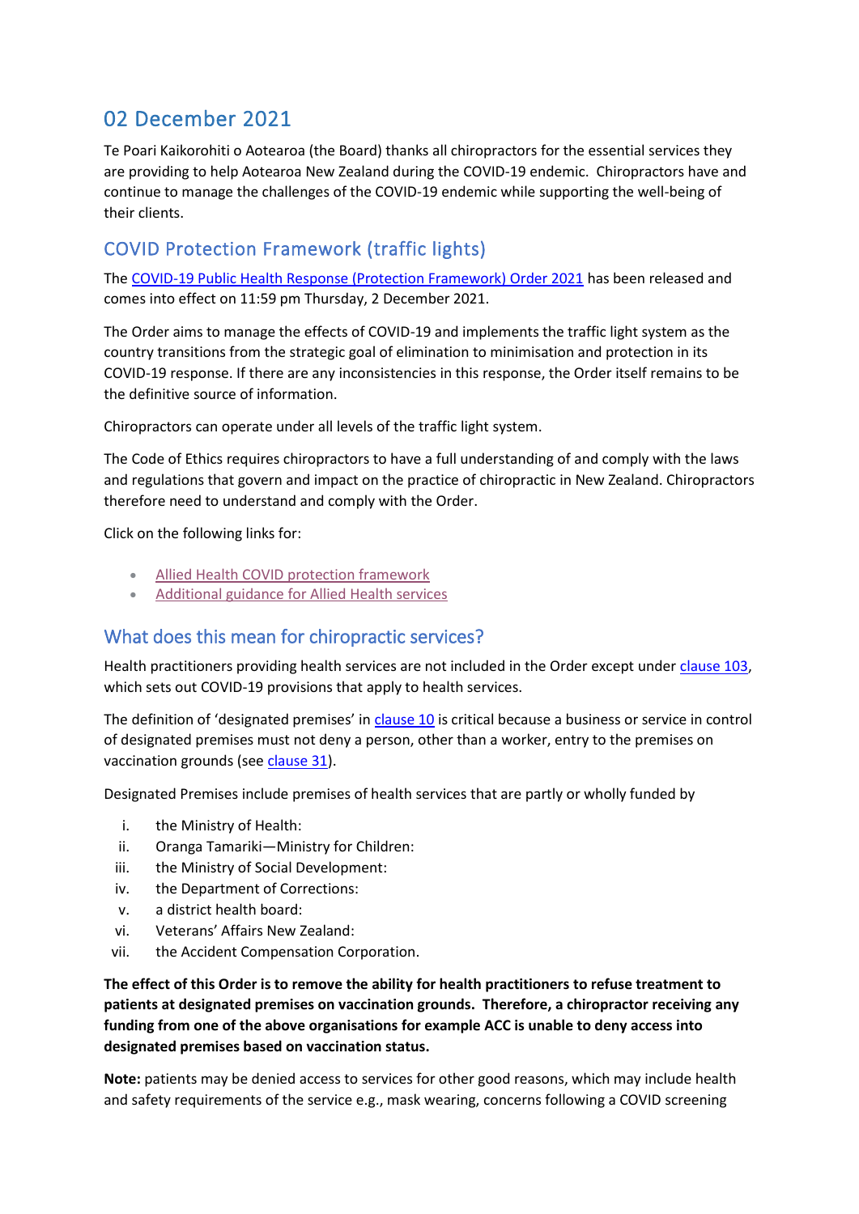## 02 December 2021

Te Poari Kaikorohiti o Aotearoa (the Board) thanks all chiropractors for the essential services they are providing to help Aotearoa New Zealand during the COVID-19 endemic. Chiropractors have and continue to manage the challenges of the COVID-19 endemic while supporting the well-being of their clients.

### COVID Protection Framework (traffic lights)

The COVID-19 Public Health Response (Protection Framework) Order 2021 has been released and comes into effect on 11:59 pm Thursday, 2 December 2021.

The Order aims to manage the effects of COVID-19 and implements the traffic light system as the country transitions from the strategic goal of elimination to minimisation and protection in its COVID-19 response. If there are any inconsistencies in this response, the Order itself remains to be the definitive source of information.

Chiropractors can operate under all levels of the traffic light system.

The Code of Ethics requires chiropractors to have a full understanding of and comply with the laws and regulations that govern and impact on the practice of chiropractic in New Zealand. Chiropractors therefore need to understand and comply with the Order.

Click on the following links for:

- Allied Health COVID protection framework
- Additional guidance for Allied Health services

### What does this mean for chiropractic services?

Health practitioners providing health services are not included in the Order except under clause 103, which sets out COVID-19 provisions that apply to health services.

The definition of 'designated premises' in clause 10 is critical because a business or service in control of designated premises must not deny a person, other than a worker, entry to the premises on vaccination grounds (see clause 31).

Designated Premises include premises of health services that are partly or wholly funded by

i. the Ministry of Health:
ii. Oranga Tamariki—Ministry for Children:
iii. the Ministry of Social Development:
iv. the Department of Corrections:
v. a district health board:
vi. Veterans' Affairs New Zealand:
vii. the Accident Compensation Corporation.

**The effect of this Order is to remove the ability for health practitioners to refuse treatment to patients at designated premises on vaccination grounds. Therefore, a chiropractor receiving any funding from one of the above organisations for example ACC is unable to deny access into designated premises based on vaccination status.**

**Note:** patients may be denied access to services for other good reasons, which may include health and safety requirements of the service e.g., mask wearing, concerns following a COVID screening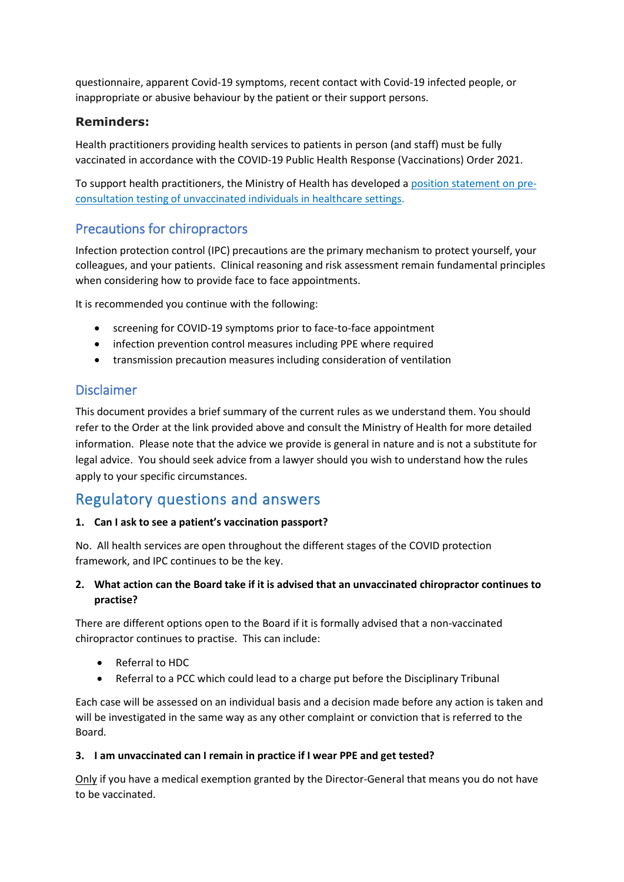questionnaire, apparent Covid-19 symptoms, recent contact with Covid-19 infected people, or inappropriate or abusive behaviour by the patient or their support persons.

### Reminders:

Health practitioners providing health services to patients in person (and staff) must be fully vaccinated in accordance with the COVID-19 Public Health Response (Vaccinations) Order 2021.

To support health practitioners, the Ministry of Health has developed a position statement on pre-consultation testing of unvaccinated individuals in healthcare settings.

## Precautions for chiropractors

Infection protection control (IPC) precautions are the primary mechanism to protect yourself, your colleagues, and your patients. Clinical reasoning and risk assessment remain fundamental principles when considering how to provide face to face appointments.

It is recommended you continue with the following:

- screening for COVID-19 symptoms prior to face-to-face appointment
- infection prevention control measures including PPE where required
- transmission precaution measures including consideration of ventilation

## Disclaimer

This document provides a brief summary of the current rules as we understand them. You should refer to the Order at the link provided above and consult the Ministry of Health for more detailed information. Please note that the advice we provide is general in nature and is not a substitute for legal advice. You should seek advice from a lawyer should you wish to understand how the rules apply to your specific circumstances.

# Regulatory questions and answers

**1. Can I ask to see a patient's vaccination passport?**

No. All health services are open throughout the different stages of the COVID protection framework, and IPC continues to be the key.

**2. What action can the Board take if it is advised that an unvaccinated chiropractor continues to practise?**

There are different options open to the Board if it is formally advised that a non-vaccinated chiropractor continues to practise. This can include:

- Referral to HDC
- Referral to a PCC which could lead to a charge put before the Disciplinary Tribunal

Each case will be assessed on an individual basis and a decision made before any action is taken and will be investigated in the same way as any other complaint or conviction that is referred to the Board.

**3. I am unvaccinated can I remain in practice if I wear PPE and get tested?**

Only if you have a medical exemption granted by the Director-General that means you do not have to be vaccinated.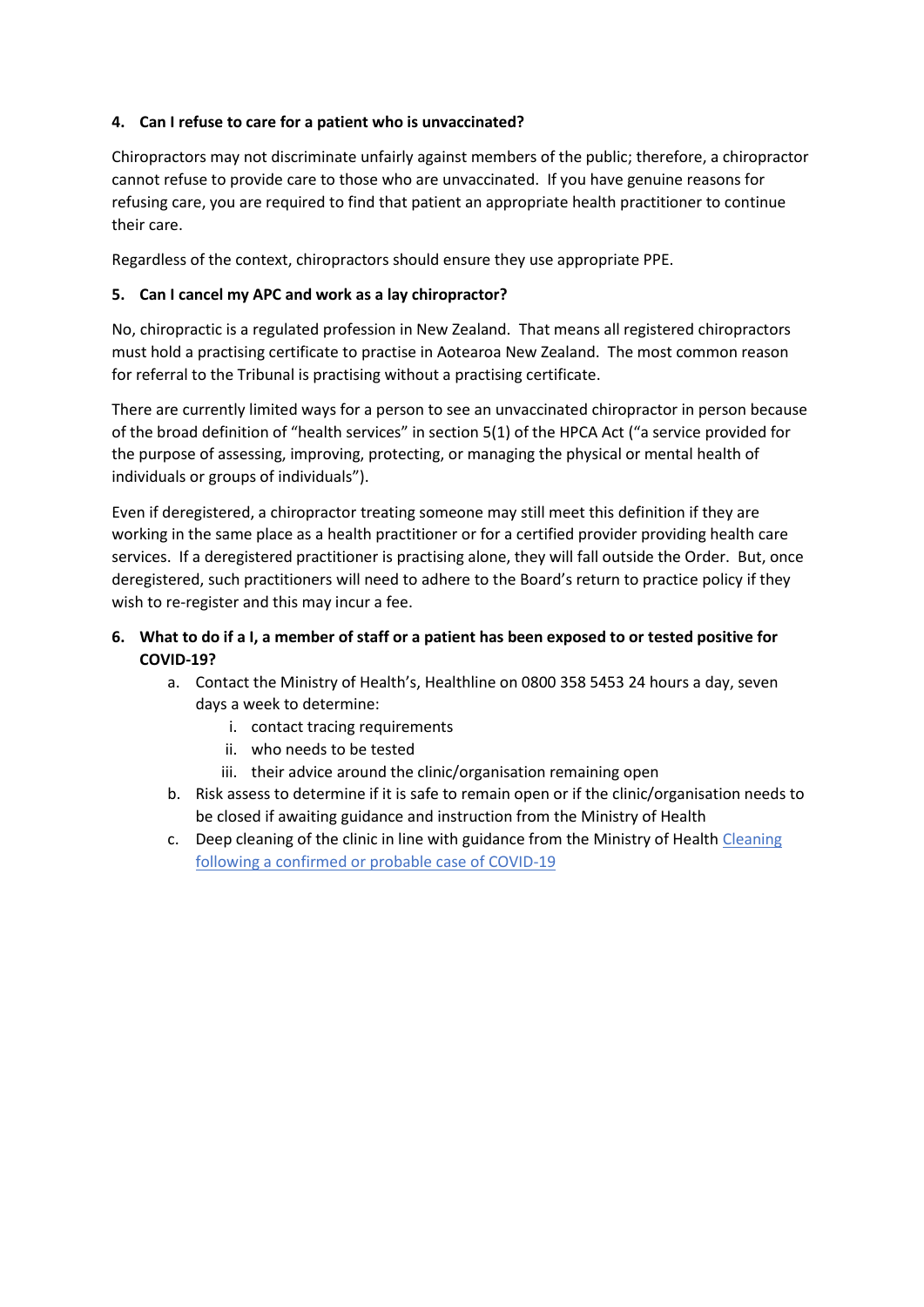### 4. Can I refuse to care for a patient who is unvaccinated?

Chiropractors may not discriminate unfairly against members of the public; therefore, a chiropractor cannot refuse to provide care to those who are unvaccinated. If you have genuine reasons for refusing care, you are required to find that patient an appropriate health practitioner to continue their care.

Regardless of the context, chiropractors should ensure they use appropriate PPE.

### 5. Can I cancel my APC and work as a lay chiropractor?

No, chiropractic is a regulated profession in New Zealand. That means all registered chiropractors must hold a practising certificate to practise in Aotearoa New Zealand. The most common reason for referral to the Tribunal is practising without a practising certificate.

There are currently limited ways for a person to see an unvaccinated chiropractor in person because of the broad definition of "health services" in section 5(1) of the HPCA Act ("a service provided for the purpose of assessing, improving, protecting, or managing the physical or mental health of individuals or groups of individuals").

Even if deregistered, a chiropractor treating someone may still meet this definition if they are working in the same place as a health practitioner or for a certified provider providing health care services. If a deregistered practitioner is practising alone, they will fall outside the Order. But, once deregistered, such practitioners will need to adhere to the Board's return to practice policy if they wish to re-register and this may incur a fee.

### 6. What to do if a I, a member of staff or a patient has been exposed to or tested positive for COVID-19?

a. Contact the Ministry of Health's, Healthline on 0800 358 5453 24 hours a day, seven days a week to determine:
   i. contact tracing requirements
   ii. who needs to be tested
   iii. their advice around the clinic/organisation remaining open
b. Risk assess to determine if it is safe to remain open or if the clinic/organisation needs to be closed if awaiting guidance and instruction from the Ministry of Health
c. Deep cleaning of the clinic in line with guidance from the Ministry of Health [Cleaning following a confirmed or probable case of COVID-19]